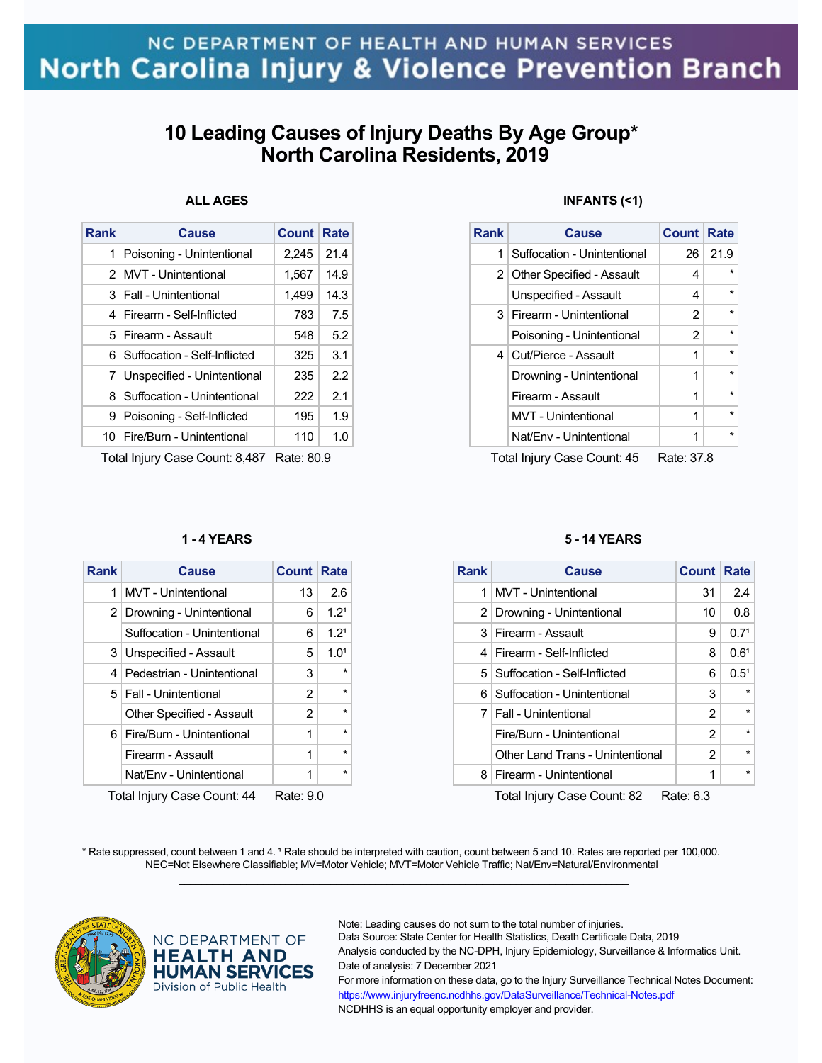NC DEPARTMENT OF HEALTH AND HUMAN SERVICES

North Carolina Injury & Violence Prevention Branch

# 10 Leading Causes of Injury Deaths By Age Group* North Carolina Residents, 2019

### ALL AGES

| Rank | Cause | Count | Rate |
|---|---|---|---|
| 1 | Poisoning - Unintentional | 2,245 | 21.4 |
| 2 | MVT - Unintentional | 1,567 | 14.9 |
| 3 | Fall - Unintentional | 1,499 | 14.3 |
| 4 | Firearm - Self-Inflicted | 783 | 7.5 |
| 5 | Firearm - Assault | 548 | 5.2 |
| 6 | Suffocation - Self-Inflicted | 325 | 3.1 |
| 7 | Unspecified - Unintentional | 235 | 2.2 |
| 8 | Suffocation - Unintentional | 222 | 2.1 |
| 9 | Poisoning - Self-Inflicted | 195 | 1.9 |
| 10 | Fire/Burn - Unintentional | 110 | 1.0 |

Total Injury Case Count: 8,487 Rate: 80.9

### INFANTS (<1)

| Rank | Cause | Count | Rate |
|---|---|---|---|
| 1 | Suffocation - Unintentional | 26 | 21.9 |
| 2 | Other Specified - Assault | 4 | * |
| | Unspecified - Assault | 4 | * |
| 3 | Firearm - Unintentional | 2 | * |
| | Poisoning - Unintentional | 2 | * |
| 4 | Cut/Pierce - Assault | 1 | * |
| | Drowning - Unintentional | 1 | * |
| | Firearm - Assault | 1 | * |
| | MVT - Unintentional | 1 | * |
| | Nat/Env - Unintentional | 1 | * |

Total Injury Case Count: 45 Rate: 37.8

### 1 - 4 YEARS

| Rank | Cause | Count | Rate |
|---|---|---|---|
| 1 | MVT - Unintentional | 13 | 2.6 |
| 2 | Drowning - Unintentional | 6 | 1.2[1] |
| | Suffocation - Unintentional | 6 | 1.2[1] |
| 3 | Unspecified - Assault | 5 | 1.0[1] |
| 4 | Pedestrian - Unintentional | 3 | * |
| 5 | Fall - Unintentional | 2 | * |
| | Other Specified - Assault | 2 | * |
| 6 | Fire/Burn - Unintentional | 1 | * |
| | Firearm - Assault | 1 | * |
| | Nat/Env - Unintentional | 1 | * |

Total Injury Case Count: 44 Rate: 9.0

### 5 - 14 YEARS

| Rank | Cause | Count | Rate |
|---|---|---|---|
| 1 | MVT - Unintentional | 31 | 2.4 |
| 2 | Drowning - Unintentional | 10 | 0.8 |
| 3 | Firearm - Assault | 9 | 0.7[1] |
| 4 | Firearm - Self-Inflicted | 8 | 0.6[1] |
| 5 | Suffocation - Self-Inflicted | 6 | 0.5[1] |
| 6 | Suffocation - Unintentional | 3 | * |
| 7 | Fall - Unintentional | 2 | * |
| | Fire/Burn - Unintentional | 2 | * |
| | Other Land Trans - Unintentional | 2 | * |
| 8 | Firearm - Unintentional | 1 | * |

Total Injury Case Count: 82 Rate: 6.3

* Rate suppressed, count between 1 and 4. [1] Rate should be interpreted with caution, count between 5 and 10. Rates are reported per 100,000. NEC=Not Elsewhere Classifiable; MV=Motor Vehicle; MVT=Motor Vehicle Traffic; Nat/Env=Natural/Environmental

NC DEPARTMENT OF HEALTH AND HUMAN SERVICES Division of Public Health

Note: Leading causes do not sum to the total number of injuries.
Data Source: State Center for Health Statistics, Death Certificate Data, 2019
Analysis conducted by the NC-DPH, Injury Epidemiology, Surveillance & Informatics Unit.
Date of analysis: 7 December 2021
For more information on these data, go to the Injury Surveillance Technical Notes Document:
https://www.injuryfreenc.ncdhhs.gov/DataSurveillance/Technical-Notes.pdf
NCDHHS is an equal opportunity employer and provider.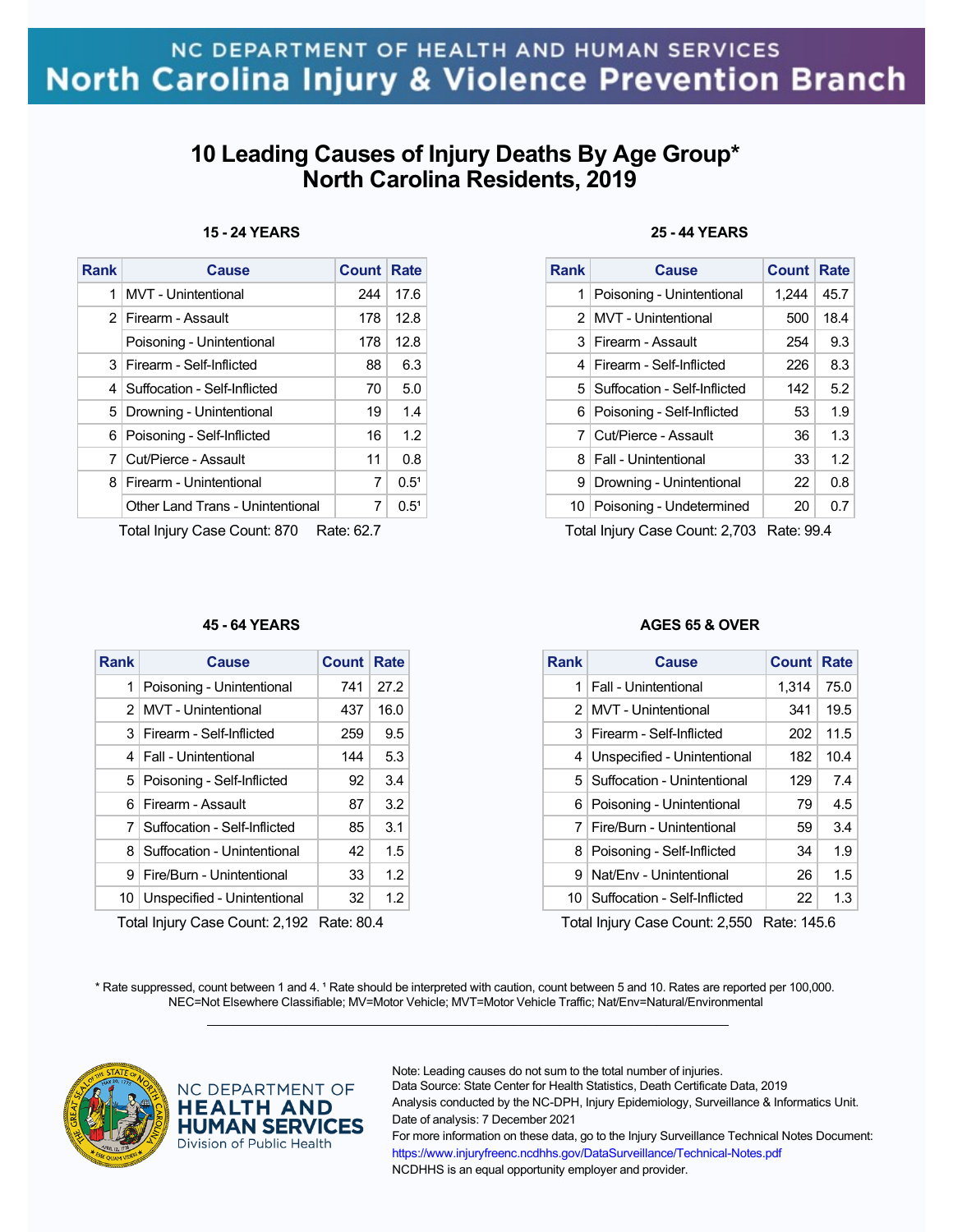NC DEPARTMENT OF HEALTH AND HUMAN SERVICES

North Carolina Injury & Violence Prevention Branch

# 10 Leading Causes of Injury Deaths By Age Group* North Carolina Residents, 2019

### 15 - 24 YEARS

| Rank | Cause | Count | Rate |
|---|---|---|---|
| 1 | MVT - Unintentional | 244 | 17.6 |
| 2 | Firearm - Assault | 178 | 12.8 |
| | Poisoning - Unintentional | 178 | 12.8 |
| 3 | Firearm - Self-Inflicted | 88 | 6.3 |
| 4 | Suffocation - Self-Inflicted | 70 | 5.0 |
| 5 | Drowning - Unintentional | 19 | 1.4 |
| 6 | Poisoning - Self-Inflicted | 16 | 1.2 |
| 7 | Cut/Pierce - Assault | 11 | 0.8 |
| 8 | Firearm - Unintentional | 7 | 0.5[1] |
| | Other Land Trans - Unintentional | 7 | 0.5[1] |

Total Injury Case Count: 870 Rate: 62.7

### 25 - 44 YEARS

| Rank | Cause | Count | Rate |
|---|---|---|---|
| 1 | Poisoning - Unintentional | 1,244 | 45.7 |
| 2 | MVT - Unintentional | 500 | 18.4 |
| 3 | Firearm - Assault | 254 | 9.3 |
| 4 | Firearm - Self-Inflicted | 226 | 8.3 |
| 5 | Suffocation - Self-Inflicted | 142 | 5.2 |
| 6 | Poisoning - Self-Inflicted | 53 | 1.9 |
| 7 | Cut/Pierce - Assault | 36 | 1.3 |
| 8 | Fall - Unintentional | 33 | 1.2 |
| 9 | Drowning - Unintentional | 22 | 0.8 |
| 10 | Poisoning - Undetermined | 20 | 0.7 |

Total Injury Case Count: 2,703 Rate: 99.4

### 45 - 64 YEARS

| Rank | Cause | Count | Rate |
|---|---|---|---|
| 1 | Poisoning - Unintentional | 741 | 27.2 |
| 2 | MVT - Unintentional | 437 | 16.0 |
| 3 | Firearm - Self-Inflicted | 259 | 9.5 |
| 4 | Fall - Unintentional | 144 | 5.3 |
| 5 | Poisoning - Self-Inflicted | 92 | 3.4 |
| 6 | Firearm - Assault | 87 | 3.2 |
| 7 | Suffocation - Self-Inflicted | 85 | 3.1 |
| 8 | Suffocation - Unintentional | 42 | 1.5 |
| 9 | Fire/Burn - Unintentional | 33 | 1.2 |
| 10 | Unspecified - Unintentional | 32 | 1.2 |

Total Injury Case Count: 2,192 Rate: 80.4

### AGES 65 & OVER

| Rank | Cause | Count | Rate |
|---|---|---|---|
| 1 | Fall - Unintentional | 1,314 | 75.0 |
| 2 | MVT - Unintentional | 341 | 19.5 |
| 3 | Firearm - Self-Inflicted | 202 | 11.5 |
| 4 | Unspecified - Unintentional | 182 | 10.4 |
| 5 | Suffocation - Unintentional | 129 | 7.4 |
| 6 | Poisoning - Unintentional | 79 | 4.5 |
| 7 | Fire/Burn - Unintentional | 59 | 3.4 |
| 8 | Poisoning - Self-Inflicted | 34 | 1.9 |
| 9 | Nat/Env - Unintentional | 26 | 1.5 |
| 10 | Suffocation - Self-Inflicted | 22 | 1.3 |

Total Injury Case Count: 2,550 Rate: 145.6

* Rate suppressed, count between 1 and 4. [1] Rate should be interpreted with caution, count between 5 and 10. Rates are reported per 100,000.
NEC=Not Elsewhere Classifiable; MV=Motor Vehicle; MVT=Motor Vehicle Traffic; Nat/Env=Natural/Environmental

NC DEPARTMENT OF HEALTH AND HUMAN SERVICES
Division of Public Health

Note: Leading causes do not sum to the total number of injuries.
Data Source: State Center for Health Statistics, Death Certificate Data, 2019
Analysis conducted by the NC-DPH, Injury Epidemiology, Surveillance & Informatics Unit.
Date of analysis: 7 December 2021
For more information on these data, go to the Injury Surveillance Technical Notes Document:
https://www.injuryfreenc.ncdhhs.gov/DataSurveillance/Technical-Notes.pdf
NCDHHS is an equal opportunity employer and provider.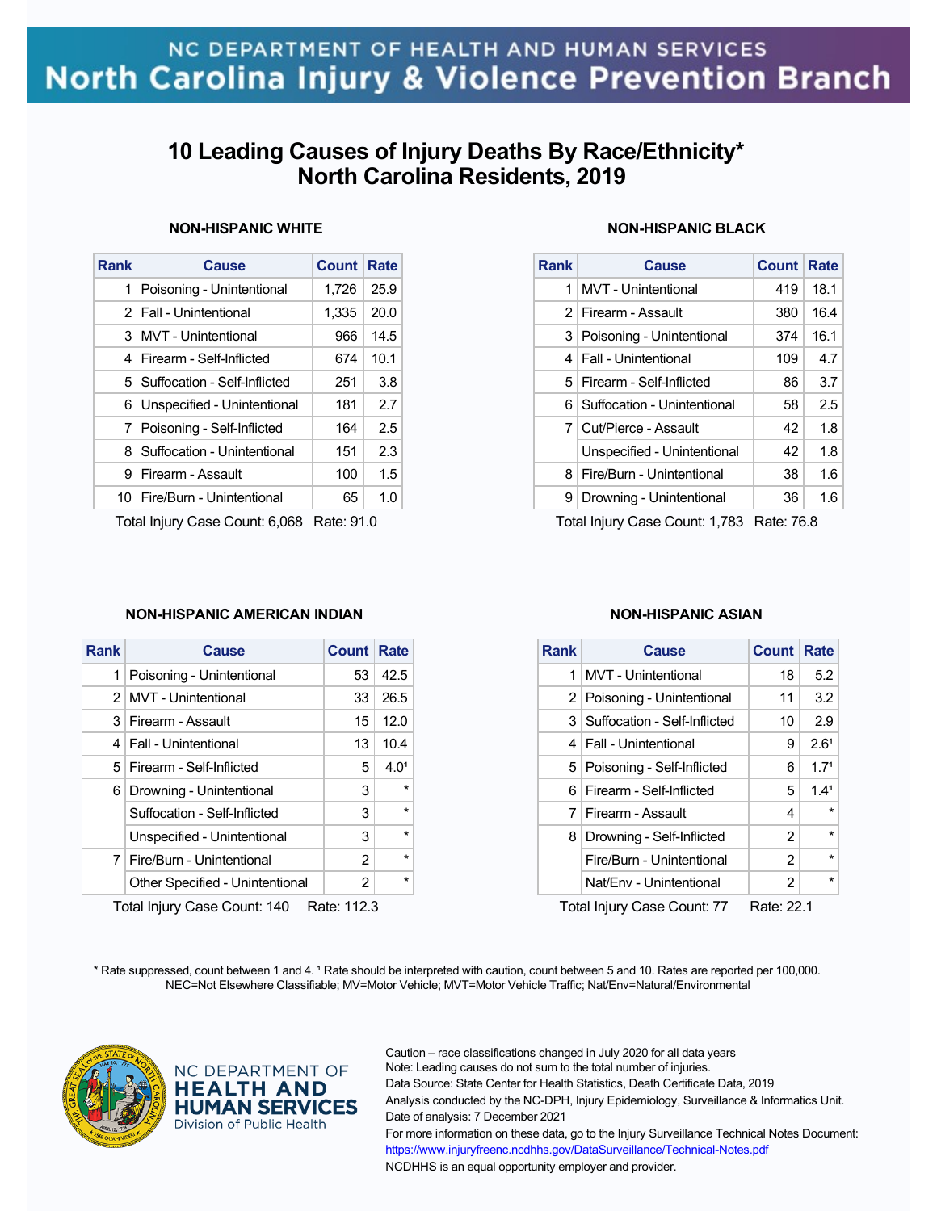NC DEPARTMENT OF HEALTH AND HUMAN SERVICES
North Carolina Injury & Violence Prevention Branch

# 10 Leading Causes of Injury Deaths By Race/Ethnicity* North Carolina Residents, 2019

### NON-HISPANIC WHITE

| Rank | Cause | Count | Rate |
|---|---|---|---|
| 1 | Poisoning - Unintentional | 1,726 | 25.9 |
| 2 | Fall - Unintentional | 1,335 | 20.0 |
| 3 | MVT - Unintentional | 966 | 14.5 |
| 4 | Firearm - Self-Inflicted | 674 | 10.1 |
| 5 | Suffocation - Self-Inflicted | 251 | 3.8 |
| 6 | Unspecified - Unintentional | 181 | 2.7 |
| 7 | Poisoning - Self-Inflicted | 164 | 2.5 |
| 8 | Suffocation - Unintentional | 151 | 2.3 |
| 9 | Firearm - Assault | 100 | 1.5 |
| 10 | Fire/Burn - Unintentional | 65 | 1.0 |

Total Injury Case Count: 6,068 Rate: 91.0

### NON-HISPANIC BLACK

| Rank | Cause | Count | Rate |
|---|---|---|---|
| 1 | MVT - Unintentional | 419 | 18.1 |
| 2 | Firearm - Assault | 380 | 16.4 |
| 3 | Poisoning - Unintentional | 374 | 16.1 |
| 4 | Fall - Unintentional | 109 | 4.7 |
| 5 | Firearm - Self-Inflicted | 86 | 3.7 |
| 6 | Suffocation - Unintentional | 58 | 2.5 |
| 7 | Cut/Pierce - Assault | 42 | 1.8 |
| | Unspecified - Unintentional | 42 | 1.8 |
| 8 | Fire/Burn - Unintentional | 38 | 1.6 |
| 9 | Drowning - Unintentional | 36 | 1.6 |

Total Injury Case Count: 1,783 Rate: 76.8

### NON-HISPANIC AMERICAN INDIAN

| Rank | Cause | Count | Rate |
|---|---|---|---|
| 1 | Poisoning - Unintentional | 53 | 42.5 |
| 2 | MVT - Unintentional | 33 | 26.5 |
| 3 | Firearm - Assault | 15 | 12.0 |
| 4 | Fall - Unintentional | 13 | 10.4 |
| 5 | Firearm - Self-Inflicted | 5 | 4.0[1] |
| 6 | Drowning - Unintentional | 3 | * |
| | Suffocation - Self-Inflicted | 3 | * |
| | Unspecified - Unintentional | 3 | * |
| 7 | Fire/Burn - Unintentional | 2 | * |
| | Other Specified - Unintentional | 2 | * |

Total Injury Case Count: 140 Rate: 112.3

### NON-HISPANIC ASIAN

| Rank | Cause | Count | Rate |
|---|---|---|---|
| 1 | MVT - Unintentional | 18 | 5.2 |
| 2 | Poisoning - Unintentional | 11 | 3.2 |
| 3 | Suffocation - Self-Inflicted | 10 | 2.9 |
| 4 | Fall - Unintentional | 9 | 2.6[1] |
| 5 | Poisoning - Self-Inflicted | 6 | 1.7[1] |
| 6 | Firearm - Self-Inflicted | 5 | 1.4[1] |
| 7 | Firearm - Assault | 4 | * |
| 8 | Drowning - Self-Inflicted | 2 | * |
| | Fire/Burn - Unintentional | 2 | * |
| | Nat/Env - Unintentional | 2 | * |

Total Injury Case Count: 77 Rate: 22.1

* Rate suppressed, count between 1 and 4. [1] Rate should be interpreted with caution, count between 5 and 10. Rates are reported per 100,000.
NEC=Not Elsewhere Classifiable; MV=Motor Vehicle; MVT=Motor Vehicle Traffic; Nat/Env=Natural/Environmental

NC DEPARTMENT OF HEALTH AND HUMAN SERVICES
Division of Public Health

Caution – race classifications changed in July 2020 for all data years
Note: Leading causes do not sum to the total number of injuries.
Data Source: State Center for Health Statistics, Death Certificate Data, 2019
Analysis conducted by the NC-DPH, Injury Epidemiology, Surveillance & Informatics Unit.
Date of analysis: 7 December 2021
For more information on these data, go to the Injury Surveillance Technical Notes Document:
https://www.injuryfreenc.ncdhhs.gov/DataSurveillance/Technical-Notes.pdf
NCDHHS is an equal opportunity employer and provider.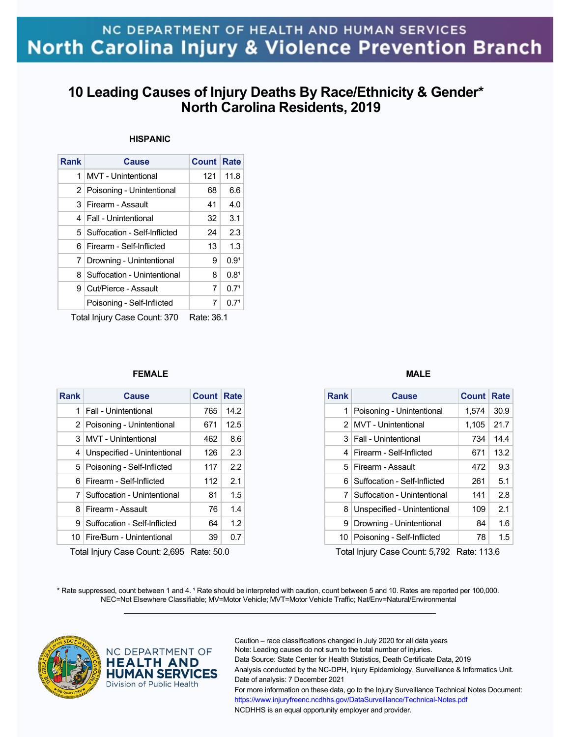NC DEPARTMENT OF HEALTH AND HUMAN SERVICES
North Carolina Injury & Violence Prevention Branch

# 10 Leading Causes of Injury Deaths By Race/Ethnicity & Gender* North Carolina Residents, 2019

## HISPANIC

| Rank | Cause | Count | Rate |
|---|---|---|---|
| 1 | MVT - Unintentional | 121 | 11.8 |
| 2 | Poisoning - Unintentional | 68 | 6.6 |
| 3 | Firearm - Assault | 41 | 4.0 |
| 4 | Fall - Unintentional | 32 | 3.1 |
| 5 | Suffocation - Self-Inflicted | 24 | 2.3 |
| 6 | Firearm - Self-Inflicted | 13 | 1.3 |
| 7 | Drowning - Unintentional | 9 | 0.9[1] |
| 8 | Suffocation - Unintentional | 8 | 0.8[1] |
| 9 | Cut/Pierce - Assault | 7 | 0.7[1] |
| | Poisoning - Self-Inflicted | 7 | 0.7[1] |

Total Injury Case Count: 370 Rate: 36.1

### FEMALE

| Rank | Cause | Count | Rate |
|---|---|---|---|
| 1 | Fall - Unintentional | 765 | 14.2 |
| 2 | Poisoning - Unintentional | 671 | 12.5 |
| 3 | MVT - Unintentional | 462 | 8.6 |
| 4 | Unspecified - Unintentional | 126 | 2.3 |
| 5 | Poisoning - Self-Inflicted | 117 | 2.2 |
| 6 | Firearm - Self-Inflicted | 112 | 2.1 |
| 7 | Suffocation - Unintentional | 81 | 1.5 |
| 8 | Firearm - Assault | 76 | 1.4 |
| 9 | Suffocation - Self-Inflicted | 64 | 1.2 |
| 10 | Fire/Burn - Unintentional | 39 | 0.7 |

Total Injury Case Count: 2,695 Rate: 50.0

### MALE

| Rank | Cause | Count | Rate |
|---|---|---|---|
| 1 | Poisoning - Unintentional | 1,574 | 30.9 |
| 2 | MVT - Unintentional | 1,105 | 21.7 |
| 3 | Fall - Unintentional | 734 | 14.4 |
| 4 | Firearm - Self-Inflicted | 671 | 13.2 |
| 5 | Firearm - Assault | 472 | 9.3 |
| 6 | Suffocation - Self-Inflicted | 261 | 5.1 |
| 7 | Suffocation - Unintentional | 141 | 2.8 |
| 8 | Unspecified - Unintentional | 109 | 2.1 |
| 9 | Drowning - Unintentional | 84 | 1.6 |
| 10 | Poisoning - Self-Inflicted | 78 | 1.5 |

Total Injury Case Count: 5,792 Rate: 113.6

\* Rate suppressed, count between 1 and 4. [1] Rate should be interpreted with caution, count between 5 and 10. Rates are reported per 100,000.
NEC=Not Elsewhere Classifiable; MV=Motor Vehicle; MVT=Motor Vehicle Traffic; Nat/Env=Natural/Environmental

NC DEPARTMENT OF HEALTH AND HUMAN SERVICES
Division of Public Health

Caution – race classifications changed in July 2020 for all data years
Note: Leading causes do not sum to the total number of injuries.
Data Source: State Center for Health Statistics, Death Certificate Data, 2019
Analysis conducted by the NC-DPH, Injury Epidemiology, Surveillance & Informatics Unit.
Date of analysis: 7 December 2021
For more information on these data, go to the Injury Surveillance Technical Notes Document:
https://www.injuryfreenc.ncdhhs.gov/DataSurveillance/Technical-Notes.pdf
NCDHHS is an equal opportunity employer and provider.